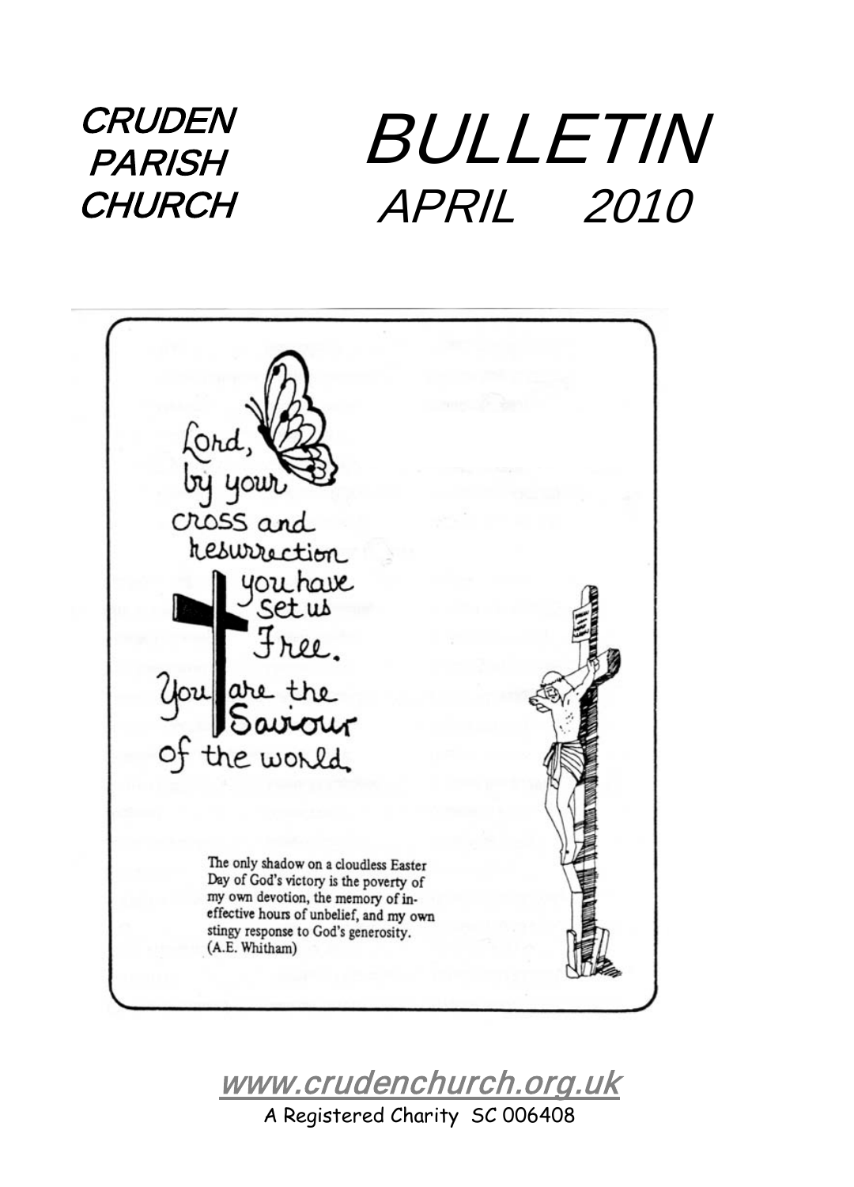# CRUDEN PARISH CHURCH

# BULLETIN
## APRIL 2010

Lord, by your cross and resurrection you have set us Free. You are the Saviour of the world.

The only shadow on a cloudless Easter Day of God's victory is the poverty of my own devotion, the memory of ineffective hours of unbelief, and my own stingy response to God's generosity.
(A.E. Whitham)

www.crudenchurch.org.uk

A Registered Charity SC 006408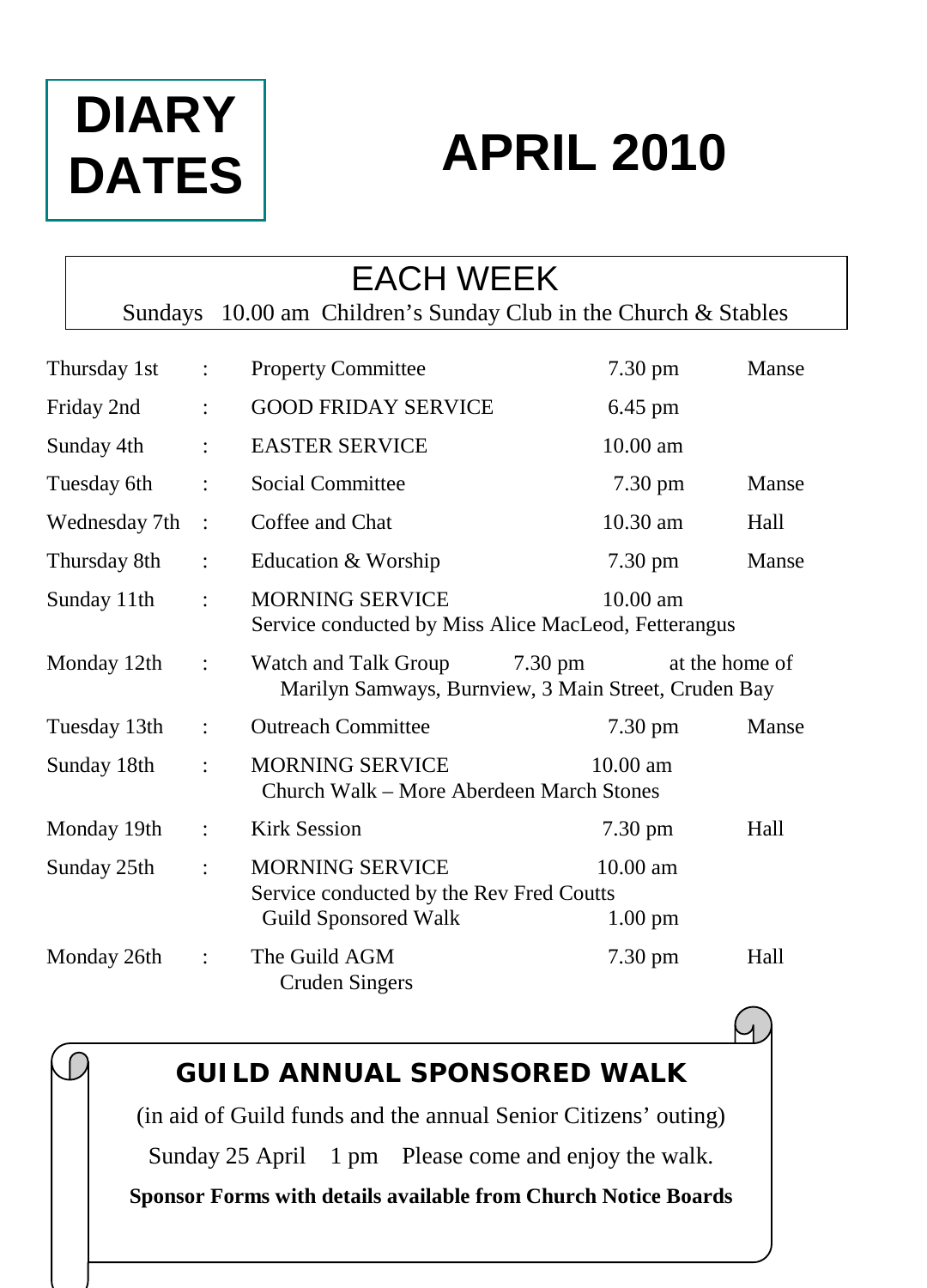# DIARY DATES

# APRIL 2010

## EACH WEEK

Sundays 10.00 am Children's Sunday Club in the Church & Stables

| | | | | |
|---|---|---|---|---|
| Thursday 1st | : | Property Committee | 7.30 pm | Manse |
| Friday 2nd | : | GOOD FRIDAY SERVICE | 6.45 pm | |
| Sunday 4th | : | EASTER SERVICE | 10.00 am | |
| Tuesday 6th | : | Social Committee | 7.30 pm | Manse |
| Wednesday 7th | : | Coffee and Chat | 10.30 am | Hall |
| Thursday 8th | : | Education & Worship | 7.30 pm | Manse |
| Sunday 11th | : | MORNING SERVICE<br>Service conducted by Miss Alice MacLeod, Fetterangus | 10.00 am | |
| Monday 12th | : | Watch and Talk Group<br>Marilyn Samways, Burnview, 3 Main Street, Cruden Bay | 7.30 pm | at the home of |
| Tuesday 13th | : | Outreach Committee | 7.30 pm | Manse |
| Sunday 18th | : | MORNING SERVICE<br>Church Walk – More Aberdeen March Stones | 10.00 am | |
| Monday 19th | : | Kirk Session | 7.30 pm | Hall |
| Sunday 25th | : | MORNING SERVICE<br>Service conducted by the Rev Fred Coutts<br>Guild Sponsored Walk | 10.00 am<br><br>1.00 pm | |
| Monday 26th | : | The Guild AGM<br>Cruden Singers | 7.30 pm | Hall |

## GUILD ANNUAL SPONSORED WALK

(in aid of Guild funds and the annual Senior Citizens' outing)

Sunday 25 April 1 pm Please come and enjoy the walk.

**Sponsor Forms with details available from Church Notice Boards**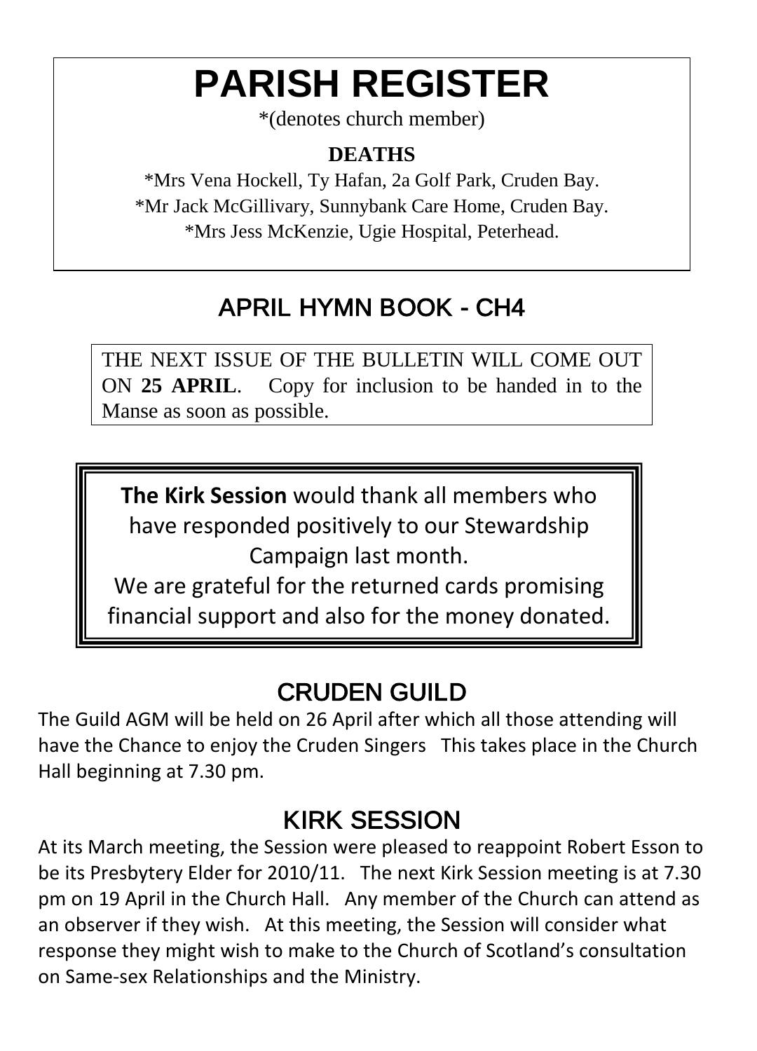# PARISH REGISTER

*(denotes church member)

**DEATHS**

*Mrs Vena Hockell, Ty Hafan, 2a Golf Park, Cruden Bay.
*Mr Jack McGillivary, Sunnybank Care Home, Cruden Bay.
*Mrs Jess McKenzie, Ugie Hospital, Peterhead.

## APRIL HYMN BOOK - CH4

THE NEXT ISSUE OF THE BULLETIN WILL COME OUT ON **25 APRIL**. Copy for inclusion to be handed in to the Manse as soon as possible.

**The Kirk Session** would thank all members who have responded positively to our Stewardship Campaign last month.
We are grateful for the returned cards promising financial support and also for the money donated.

## CRUDEN GUILD

The Guild AGM will be held on 26 April after which all those attending will have the Chance to enjoy the Cruden Singers This takes place in the Church Hall beginning at 7.30 pm.

## KIRK SESSION

At its March meeting, the Session were pleased to reappoint Robert Esson to be its Presbytery Elder for 2010/11. The next Kirk Session meeting is at 7.30 pm on 19 April in the Church Hall. Any member of the Church can attend as an observer if they wish. At this meeting, the Session will consider what response they might wish to make to the Church of Scotland's consultation on Same-sex Relationships and the Ministry.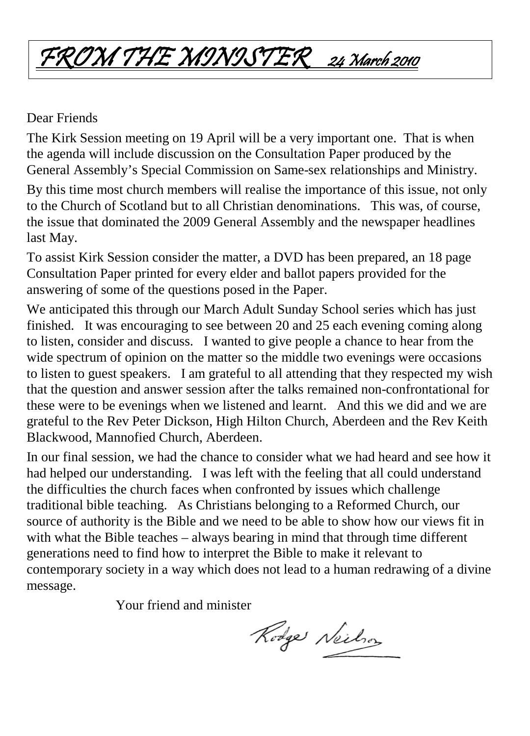# FROM THE MINISTER 24 March 2010

Dear Friends

The Kirk Session meeting on 19 April will be a very important one. That is when the agenda will include discussion on the Consultation Paper produced by the General Assembly's Special Commission on Same-sex relationships and Ministry.

By this time most church members will realise the importance of this issue, not only to the Church of Scotland but to all Christian denominations. This was, of course, the issue that dominated the 2009 General Assembly and the newspaper headlines last May.

To assist Kirk Session consider the matter, a DVD has been prepared, an 18 page Consultation Paper printed for every elder and ballot papers provided for the answering of some of the questions posed in the Paper.

We anticipated this through our March Adult Sunday School series which has just finished. It was encouraging to see between 20 and 25 each evening coming along to listen, consider and discuss. I wanted to give people a chance to hear from the wide spectrum of opinion on the matter so the middle two evenings were occasions to listen to guest speakers. I am grateful to all attending that they respected my wish that the question and answer session after the talks remained non-confrontational for these were to be evenings when we listened and learnt. And this we did and we are grateful to the Rev Peter Dickson, High Hilton Church, Aberdeen and the Rev Keith Blackwood, Mannofied Church, Aberdeen.

In our final session, we had the chance to consider what we had heard and see how it had helped our understanding. I was left with the feeling that all could understand the difficulties the church faces when confronted by issues which challenge traditional bible teaching. As Christians belonging to a Reformed Church, our source of authority is the Bible and we need to be able to show how our views fit in with what the Bible teaches – always bearing in mind that through time different generations need to find how to interpret the Bible to make it relevant to contemporary society in a way which does not lead to a human redrawing of a divine message.

Your friend and minister

Rodger Neilson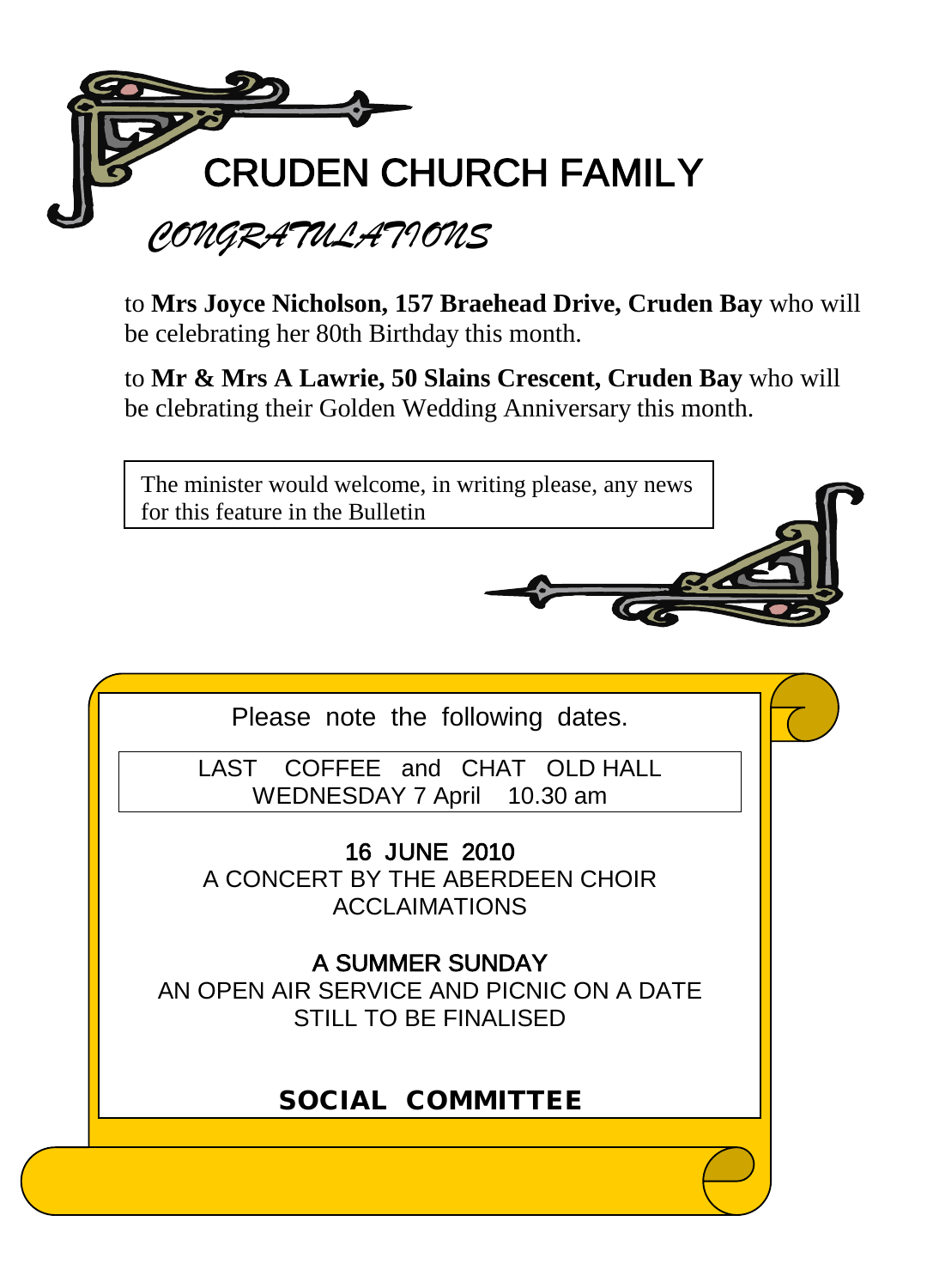# CRUDEN CHURCH FAMILY

## *CONGRATULATIONS*

to **Mrs Joyce Nicholson, 157 Braehead Drive, Cruden Bay** who will be celebrating her 80th Birthday this month.

to **Mr & Mrs A Lawrie, 50 Slains Crescent, Cruden Bay** who will be clebrating their Golden Wedding Anniversary this month.

The minister would welcome, in writing please, any news for this feature in the Bulletin

Please note the following dates.

LAST COFFEE and CHAT OLD HALL
WEDNESDAY 7 April 10.30 am

16 JUNE 2010
A CONCERT BY THE ABERDEEN CHOIR
ACCLAIMATIONS

A SUMMER SUNDAY
AN OPEN AIR SERVICE AND PICNIC ON A DATE STILL TO BE FINALISED

**SOCIAL COMMITTEE**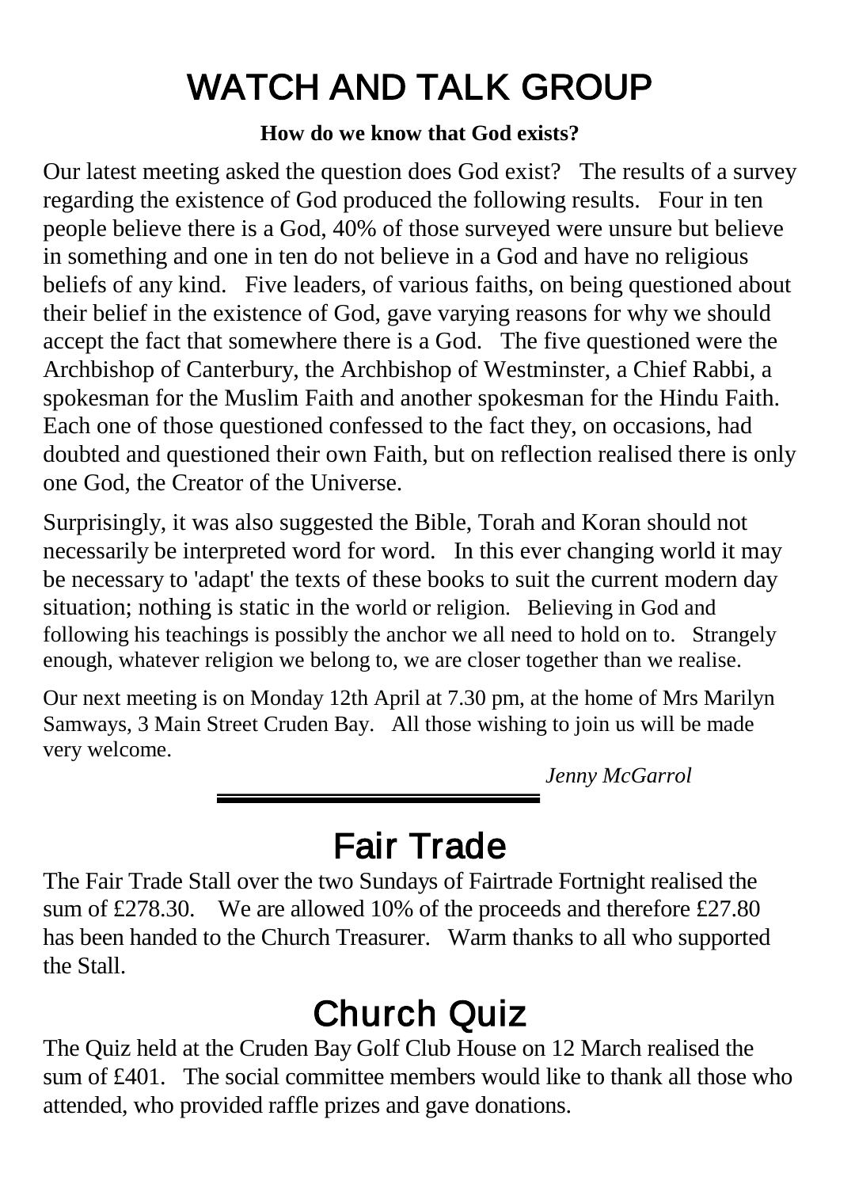# WATCH AND TALK GROUP

**How do we know that God exists?**

Our latest meeting asked the question does God exist? The results of a survey regarding the existence of God produced the following results. Four in ten people believe there is a God, 40% of those surveyed were unsure but believe in something and one in ten do not believe in a God and have no religious beliefs of any kind. Five leaders, of various faiths, on being questioned about their belief in the existence of God, gave varying reasons for why we should accept the fact that somewhere there is a God. The five questioned were the Archbishop of Canterbury, the Archbishop of Westminster, a Chief Rabbi, a spokesman for the Muslim Faith and another spokesman for the Hindu Faith. Each one of those questioned confessed to the fact they, on occasions, had doubted and questioned their own Faith, but on reflection realised there is only one God, the Creator of the Universe.

Surprisingly, it was also suggested the Bible, Torah and Koran should not necessarily be interpreted word for word. In this ever changing world it may be necessary to 'adapt' the texts of these books to suit the current modern day situation; nothing is static in the world or religion. Believing in God and following his teachings is possibly the anchor we all need to hold on to. Strangely enough, whatever religion we belong to, we are closer together than we realise.

Our next meeting is on Monday 12th April at 7.30 pm, at the home of Mrs Marilyn Samways, 3 Main Street Cruden Bay. All those wishing to join us will be made very welcome.

*Jenny McGarrol*

# Fair Trade

The Fair Trade Stall over the two Sundays of Fairtrade Fortnight realised the sum of £278.30. We are allowed 10% of the proceeds and therefore £27.80 has been handed to the Church Treasurer. Warm thanks to all who supported the Stall.

# Church Quiz

The Quiz held at the Cruden Bay Golf Club House on 12 March realised the sum of £401. The social committee members would like to thank all those who attended, who provided raffle prizes and gave donations.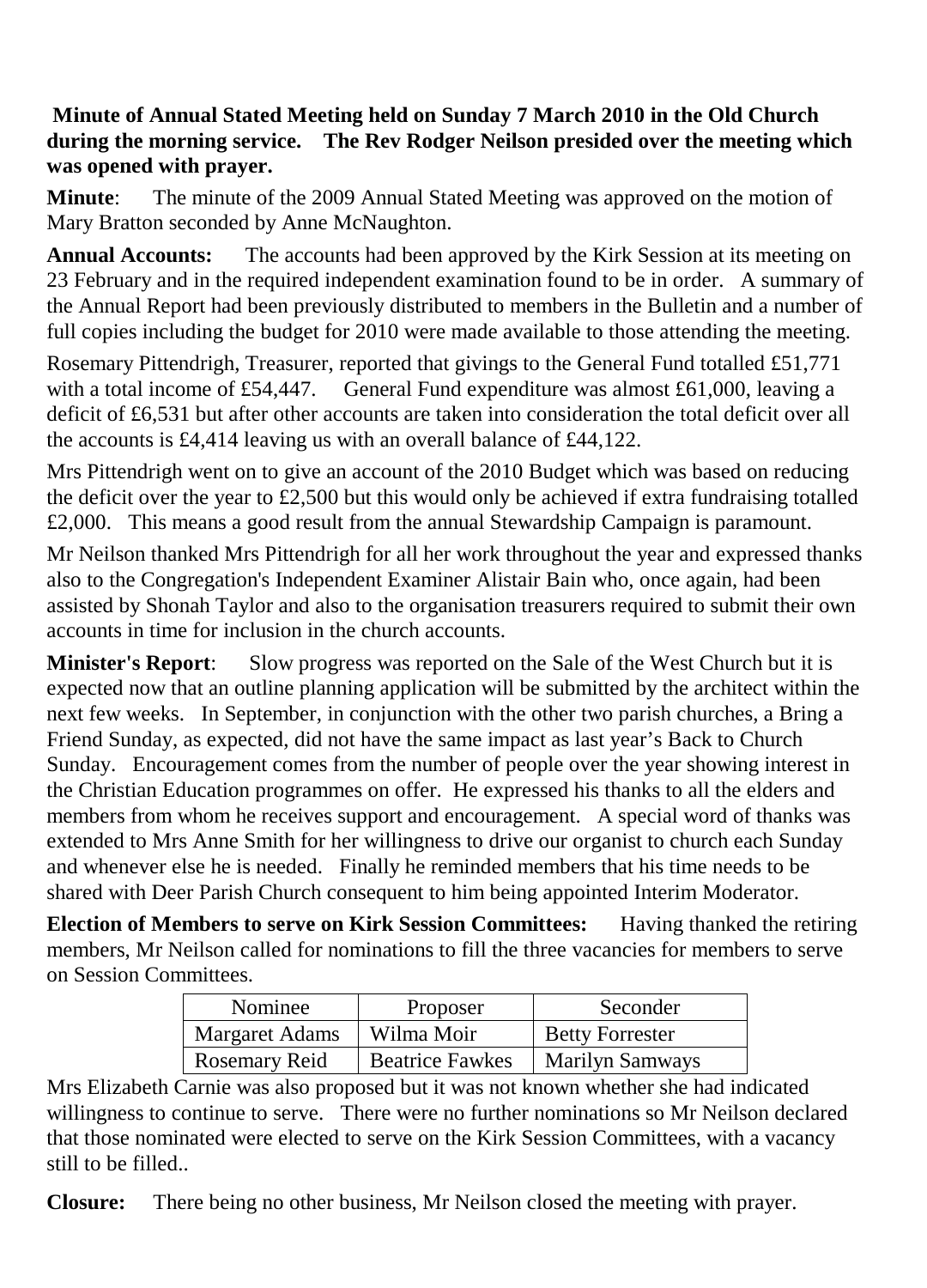**Minute of Annual Stated Meeting held on Sunday 7 March 2010 in the Old Church during the morning service. The Rev Rodger Neilson presided over the meeting which was opened with prayer.**

**Minute**: The minute of the 2009 Annual Stated Meeting was approved on the motion of Mary Bratton seconded by Anne McNaughton.

**Annual Accounts:** The accounts had been approved by the Kirk Session at its meeting on 23 February and in the required independent examination found to be in order. A summary of the Annual Report had been previously distributed to members in the Bulletin and a number of full copies including the budget for 2010 were made available to those attending the meeting.

Rosemary Pittendrigh, Treasurer, reported that givings to the General Fund totalled £51,771 with a total income of £54,447. General Fund expenditure was almost £61,000, leaving a deficit of £6,531 but after other accounts are taken into consideration the total deficit over all the accounts is £4,414 leaving us with an overall balance of £44,122.

Mrs Pittendrigh went on to give an account of the 2010 Budget which was based on reducing the deficit over the year to £2,500 but this would only be achieved if extra fundraising totalled £2,000. This means a good result from the annual Stewardship Campaign is paramount.

Mr Neilson thanked Mrs Pittendrigh for all her work throughout the year and expressed thanks also to the Congregation's Independent Examiner Alistair Bain who, once again, had been assisted by Shonah Taylor and also to the organisation treasurers required to submit their own accounts in time for inclusion in the church accounts.

**Minister's Report**: Slow progress was reported on the Sale of the West Church but it is expected now that an outline planning application will be submitted by the architect within the next few weeks. In September, in conjunction with the other two parish churches, a Bring a Friend Sunday, as expected, did not have the same impact as last year's Back to Church Sunday. Encouragement comes from the number of people over the year showing interest in the Christian Education programmes on offer. He expressed his thanks to all the elders and members from whom he receives support and encouragement. A special word of thanks was extended to Mrs Anne Smith for her willingness to drive our organist to church each Sunday and whenever else he is needed. Finally he reminded members that his time needs to be shared with Deer Parish Church consequent to him being appointed Interim Moderator.

**Election of Members to serve on Kirk Session Committees:** Having thanked the retiring members, Mr Neilson called for nominations to fill the three vacancies for members to serve on Session Committees.

| Nominee | Proposer | Seconder |
|---|---|---|
| Margaret Adams | Wilma Moir | Betty Forrester |
| Rosemary Reid | Beatrice Fawkes | Marilyn Samways |

Mrs Elizabeth Carnie was also proposed but it was not known whether she had indicated willingness to continue to serve. There were no further nominations so Mr Neilson declared that those nominated were elected to serve on the Kirk Session Committees, with a vacancy still to be filled..

**Closure:** There being no other business, Mr Neilson closed the meeting with prayer.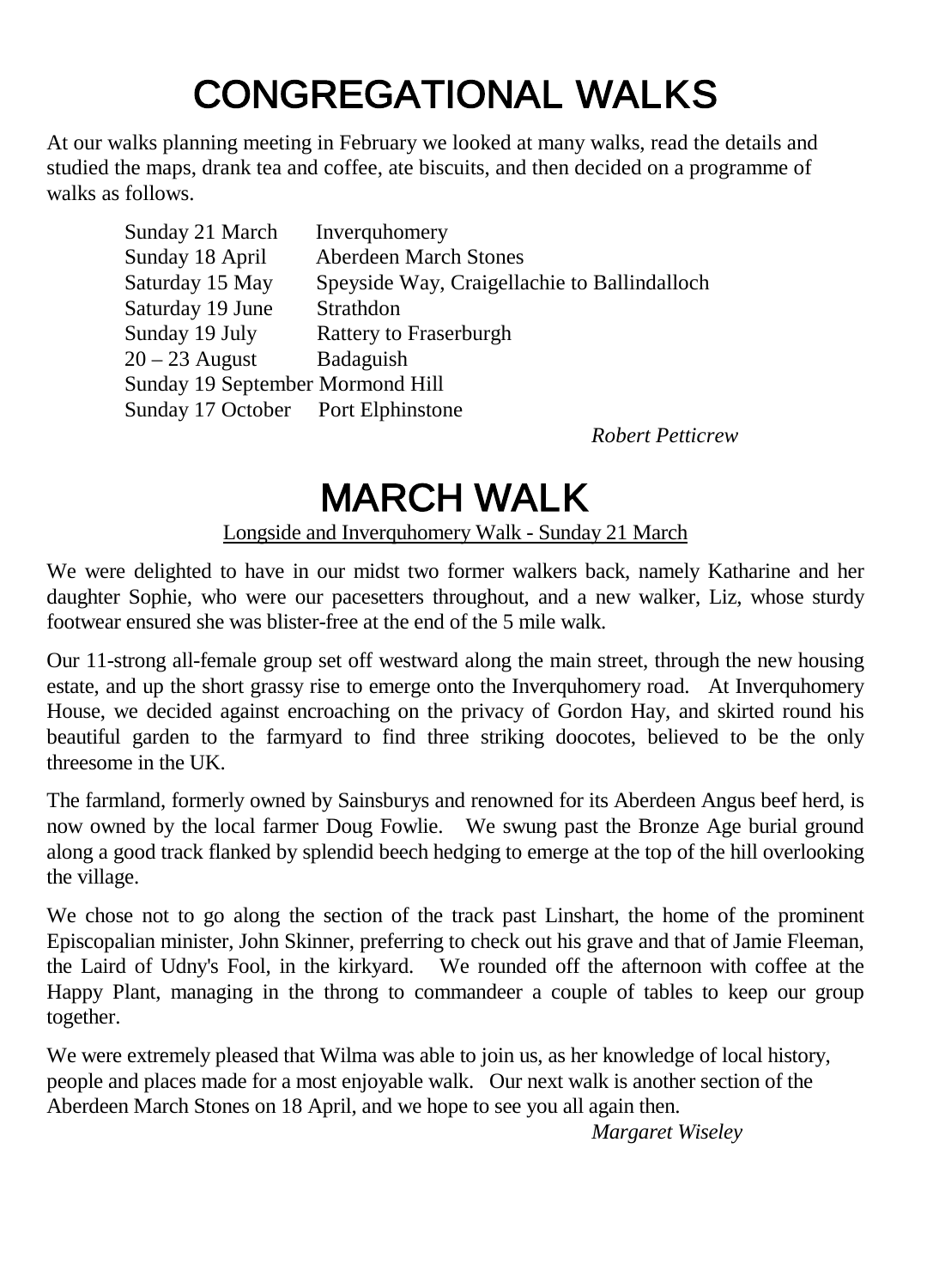# CONGREGATIONAL WALKS

At our walks planning meeting in February we looked at many walks, read the details and studied the maps, drank tea and coffee, ate biscuits, and then decided on a programme of walks as follows.

| | |
|---|---|
| Sunday 21 March | Inverquhomery |
| Sunday 18 April | Aberdeen March Stones |
| Saturday 15 May | Speyside Way, Craigellachie to Ballindalloch |
| Saturday 19 June | Strathdon |
| Sunday 19 July | Rattery to Fraserburgh |
| 20 – 23 August | Badaguish |
| Sunday 19 September | Mormond Hill |
| Sunday 17 October | Port Elphinstone |

*Robert Petticrew*

# MARCH WALK

Longside and Inverquhomery Walk - Sunday 21 March

We were delighted to have in our midst two former walkers back, namely Katharine and her daughter Sophie, who were our pacesetters throughout, and a new walker, Liz, whose sturdy footwear ensured she was blister-free at the end of the 5 mile walk.

Our 11-strong all-female group set off westward along the main street, through the new housing estate, and up the short grassy rise to emerge onto the Inverquhomery road. At Inverquhomery House, we decided against encroaching on the privacy of Gordon Hay, and skirted round his beautiful garden to the farmyard to find three striking doocotes, believed to be the only threesome in the UK.

The farmland, formerly owned by Sainsburys and renowned for its Aberdeen Angus beef herd, is now owned by the local farmer Doug Fowlie. We swung past the Bronze Age burial ground along a good track flanked by splendid beech hedging to emerge at the top of the hill overlooking the village.

We chose not to go along the section of the track past Linshart, the home of the prominent Episcopalian minister, John Skinner, preferring to check out his grave and that of Jamie Fleeman, the Laird of Udny's Fool, in the kirkyard. We rounded off the afternoon with coffee at the Happy Plant, managing in the throng to commandeer a couple of tables to keep our group together.

We were extremely pleased that Wilma was able to join us, as her knowledge of local history, people and places made for a most enjoyable walk. Our next walk is another section of the Aberdeen March Stones on 18 April, and we hope to see you all again then.

*Margaret Wiseley*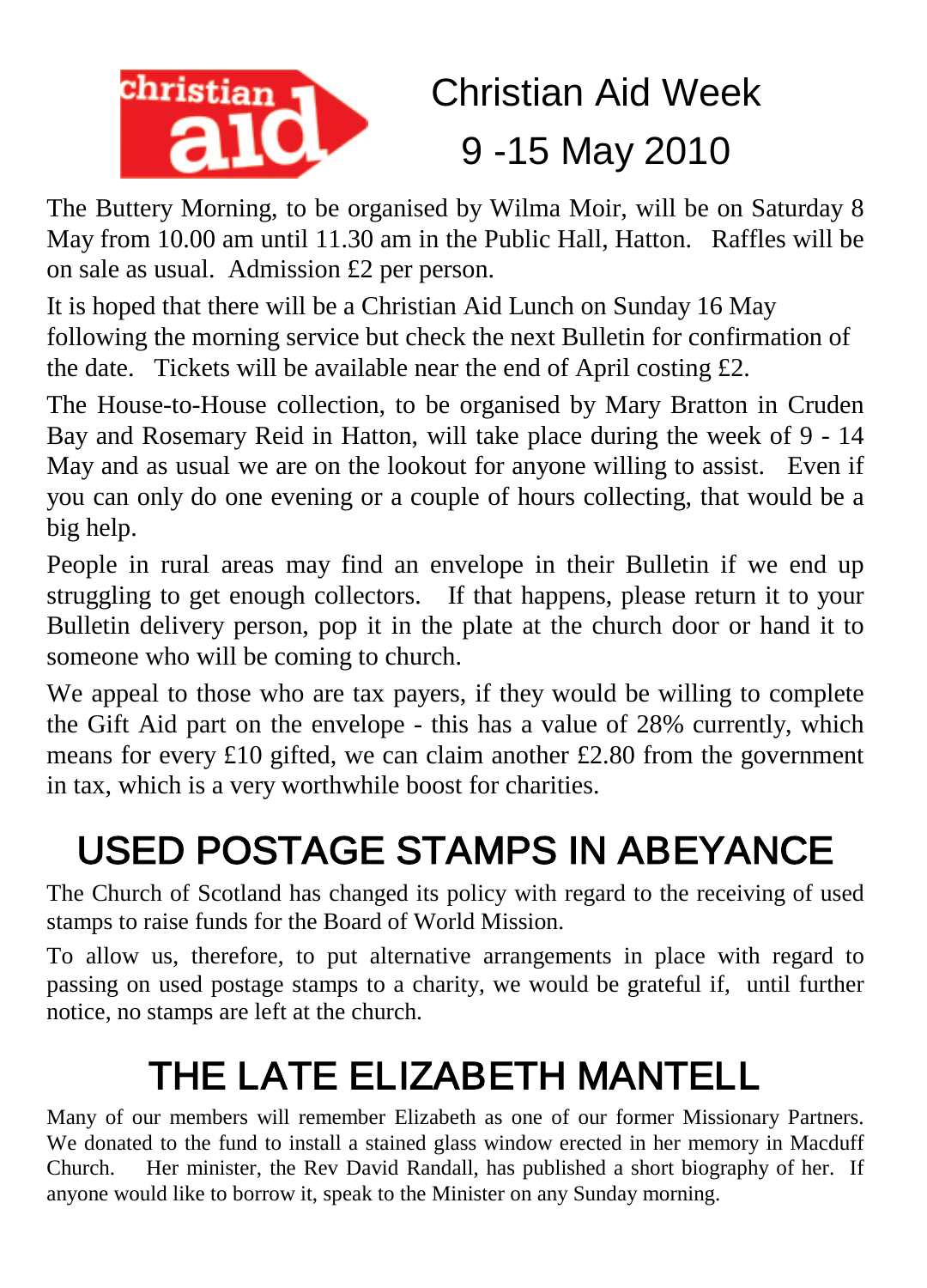# Christian Aid Week

## 9 -15 May 2010

The Buttery Morning, to be organised by Wilma Moir, will be on Saturday 8 May from 10.00 am until 11.30 am in the Public Hall, Hatton. Raffles will be on sale as usual. Admission £2 per person.

It is hoped that there will be a Christian Aid Lunch on Sunday 16 May following the morning service but check the next Bulletin for confirmation of the date. Tickets will be available near the end of April costing £2.

The House-to-House collection, to be organised by Mary Bratton in Cruden Bay and Rosemary Reid in Hatton, will take place during the week of 9 - 14 May and as usual we are on the lookout for anyone willing to assist. Even if you can only do one evening or a couple of hours collecting, that would be a big help.

People in rural areas may find an envelope in their Bulletin if we end up struggling to get enough collectors. If that happens, please return it to your Bulletin delivery person, pop it in the plate at the church door or hand it to someone who will be coming to church.

We appeal to those who are tax payers, if they would be willing to complete the Gift Aid part on the envelope - this has a value of 28% currently, which means for every £10 gifted, we can claim another £2.80 from the government in tax, which is a very worthwhile boost for charities.

# USED POSTAGE STAMPS IN ABEYANCE

The Church of Scotland has changed its policy with regard to the receiving of used stamps to raise funds for the Board of World Mission.

To allow us, therefore, to put alternative arrangements in place with regard to passing on used postage stamps to a charity, we would be grateful if, until further notice, no stamps are left at the church.

# THE LATE ELIZABETH MANTELL

Many of our members will remember Elizabeth as one of our former Missionary Partners. We donated to the fund to install a stained glass window erected in her memory in Macduff Church. Her minister, the Rev David Randall, has published a short biography of her. If anyone would like to borrow it, speak to the Minister on any Sunday morning.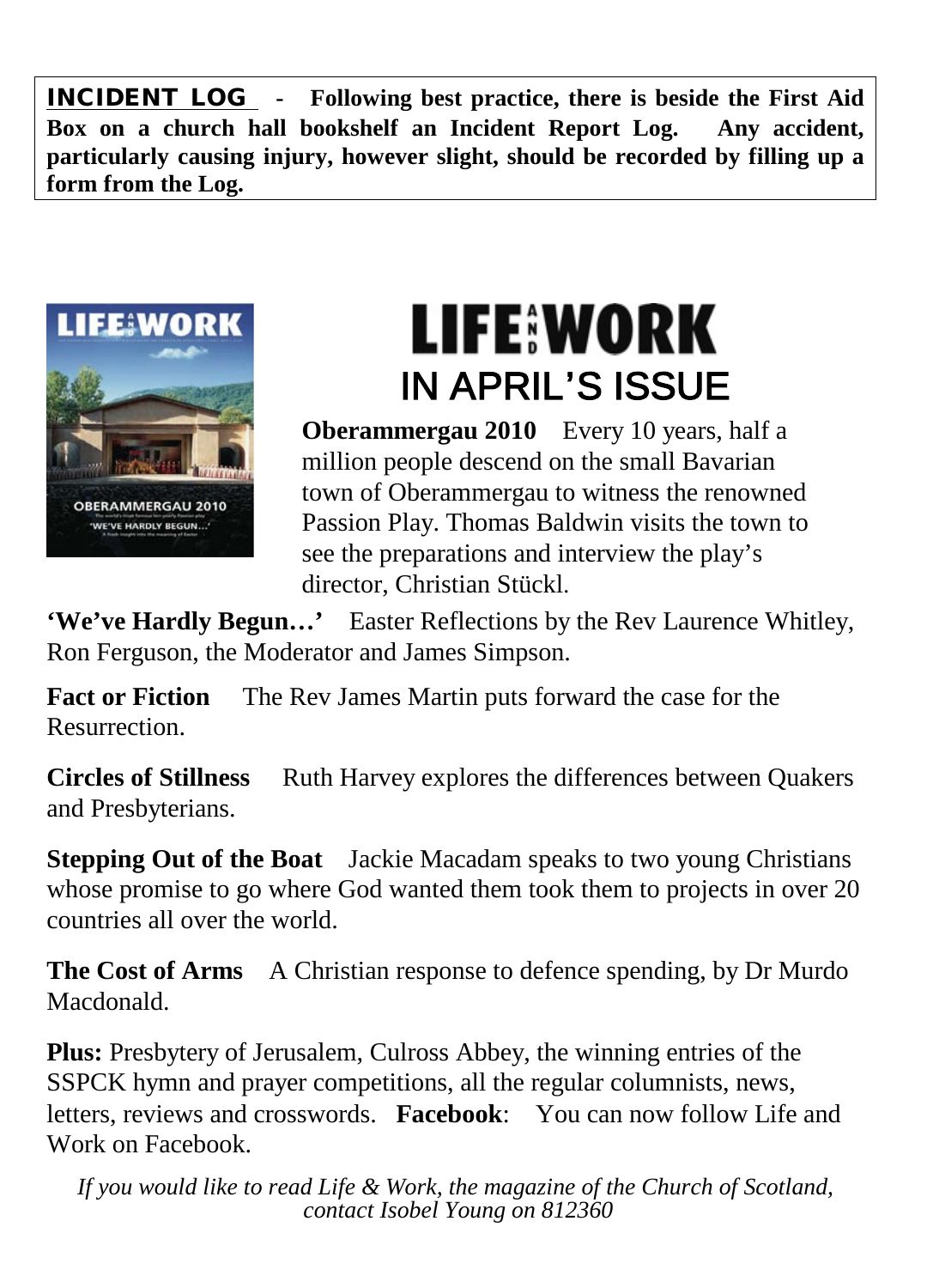**INCIDENT LOG** - **Following best practice, there is beside the First Aid Box on a church hall bookshelf an Incident Report Log. Any accident, particularly causing injury, however slight, should be recorded by filling up a form from the Log.**

# LIFE AND WORK
## IN APRIL'S ISSUE

**Oberammergau 2010** Every 10 years, half a million people descend on the small Bavarian town of Oberammergau to witness the renowned Passion Play. Thomas Baldwin visits the town to see the preparations and interview the play's director, Christian Stückl.

**'We've Hardly Begun…'** Easter Reflections by the Rev Laurence Whitley, Ron Ferguson, the Moderator and James Simpson.

**Fact or Fiction** The Rev James Martin puts forward the case for the Resurrection.

**Circles of Stillness** Ruth Harvey explores the differences between Quakers and Presbyterians.

**Stepping Out of the Boat** Jackie Macadam speaks to two young Christians whose promise to go where God wanted them took them to projects in over 20 countries all over the world.

**The Cost of Arms** A Christian response to defence spending, by Dr Murdo Macdonald.

**Plus:** Presbytery of Jerusalem, Culross Abbey, the winning entries of the SSPCK hymn and prayer competitions, all the regular columnists, news, letters, reviews and crosswords. **Facebook**: You can now follow Life and Work on Facebook.

*If you would like to read Life & Work, the magazine of the Church of Scotland, contact Isobel Young on 812360*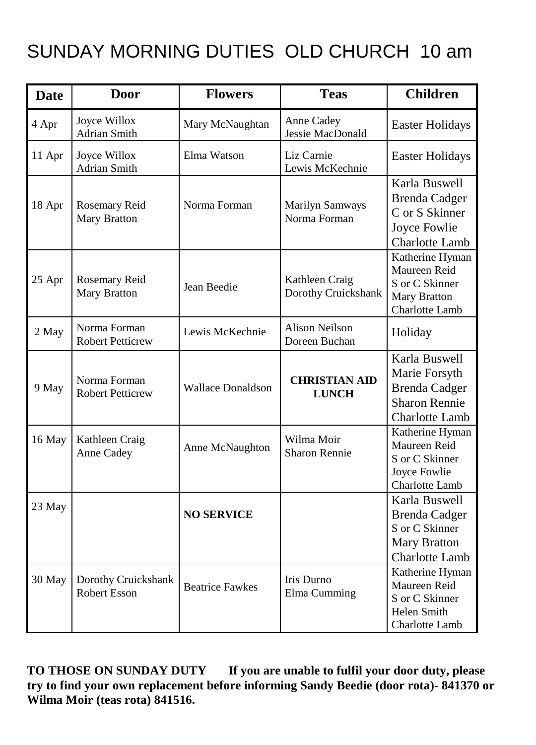# SUNDAY MORNING DUTIES  OLD CHURCH  10 am

| Date | Door | Flowers | Teas | Children |
|---|---|---|---|---|
| 4 Apr | Joyce Willox<br>Adrian Smith | Mary McNaughtan | Anne Cadey<br>Jessie MacDonald | Easter Holidays |
| 11 Apr | Joyce Willox<br>Adrian Smith | Elma Watson | Liz Carnie<br>Lewis McKechnie | Easter Holidays |
| 18 Apr | Rosemary Reid<br>Mary Bratton | Norma Forman | Marilyn Samways<br>Norma Forman | Karla Buswell<br>Brenda Cadger<br>C or S Skinner<br>Joyce Fowlie<br>Charlotte Lamb |
| 25 Apr | Rosemary Reid<br>Mary Bratton | Jean Beedie | Kathleen Craig<br>Dorothy Cruickshank | Katherine Hyman<br>Maureen Reid<br>S or C Skinner<br>Mary Bratton<br>Charlotte Lamb |
| 2 May | Norma Forman<br>Robert Petticrew | Lewis McKechnie | Alison Neilson<br>Doreen Buchan | Holiday |
| 9 May | Norma Forman<br>Robert Petticrew | Wallace Donaldson | **CHRISTIAN AID LUNCH** | Karla Buswell<br>Marie Forsyth<br>Brenda Cadger<br>Sharon Rennie<br>Charlotte Lamb |
| 16 May | Kathleen Craig<br>Anne Cadey | Anne McNaughton | Wilma Moir<br>Sharon Rennie | Katherine Hyman<br>Maureen Reid<br>S or C Skinner<br>Joyce Fowlie<br>Charlotte Lamb |
| 23 May | | **NO SERVICE** | | Karla Buswell<br>Brenda Cadger<br>S or C Skinner<br>Mary Bratton<br>Charlotte Lamb |
| 30 May | Dorothy Cruickshank<br>Robert Esson | Beatrice Fawkes | Iris Durno<br>Elma Cumming | Katherine Hyman<br>Maureen Reid<br>S or C Skinner<br>Helen Smith<br>Charlotte Lamb |

**TO THOSE ON SUNDAY DUTY    If you are unable to fulfil your door duty, please try to find your own replacement before informing Sandy Beedie (door rota)- 841370 or Wilma Moir (teas rota) 841516.**